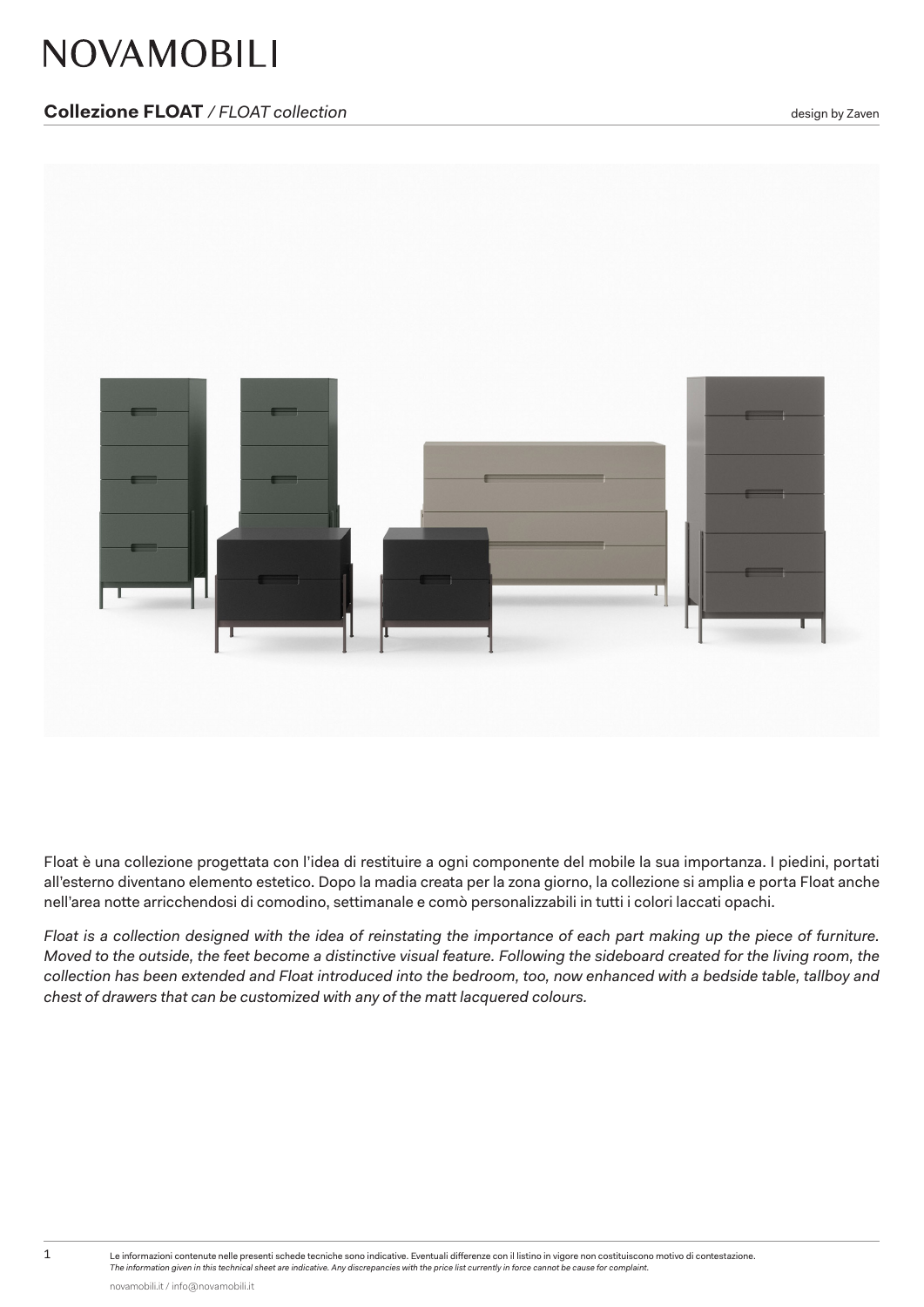# NOVAMOBILI

## **Collezione FLOAT** */ FLOAT collection*

design by Zaven

Float è una collezione progettata con l'idea di restituire a ogni componente del mobile la sua importanza. I piedini, portati all'esterno diventano elemento estetico. Dopo la madia creata per la zona giorno, la collezione si amplia e porta Float anche nell'area notte arricchendosi di comodino, settimanale e comò personalizzabili in tutti i colori laccati opachi.

*Float is a collection designed with the idea of reinstating the importance of each part making up the piece of furniture. Moved to the outside, the feet become a distinctive visual feature. Following the sideboard created for the living room, the collection has been extended and Float introduced into the bedroom, too, now enhanced with a bedside table, tallboy and chest of drawers that can be customized with any of the matt lacquered colours.*

Le informazioni contenute nelle presenti schede tecniche sono indicative. Eventuali differenze con il listino in vigore non costituiscono motivo di contestazione.
*The information given in this technical sheet are indicative. Any discrepancies with the price list currently in force cannot be cause for complaint.*

novamobili.it / info@novamobili.it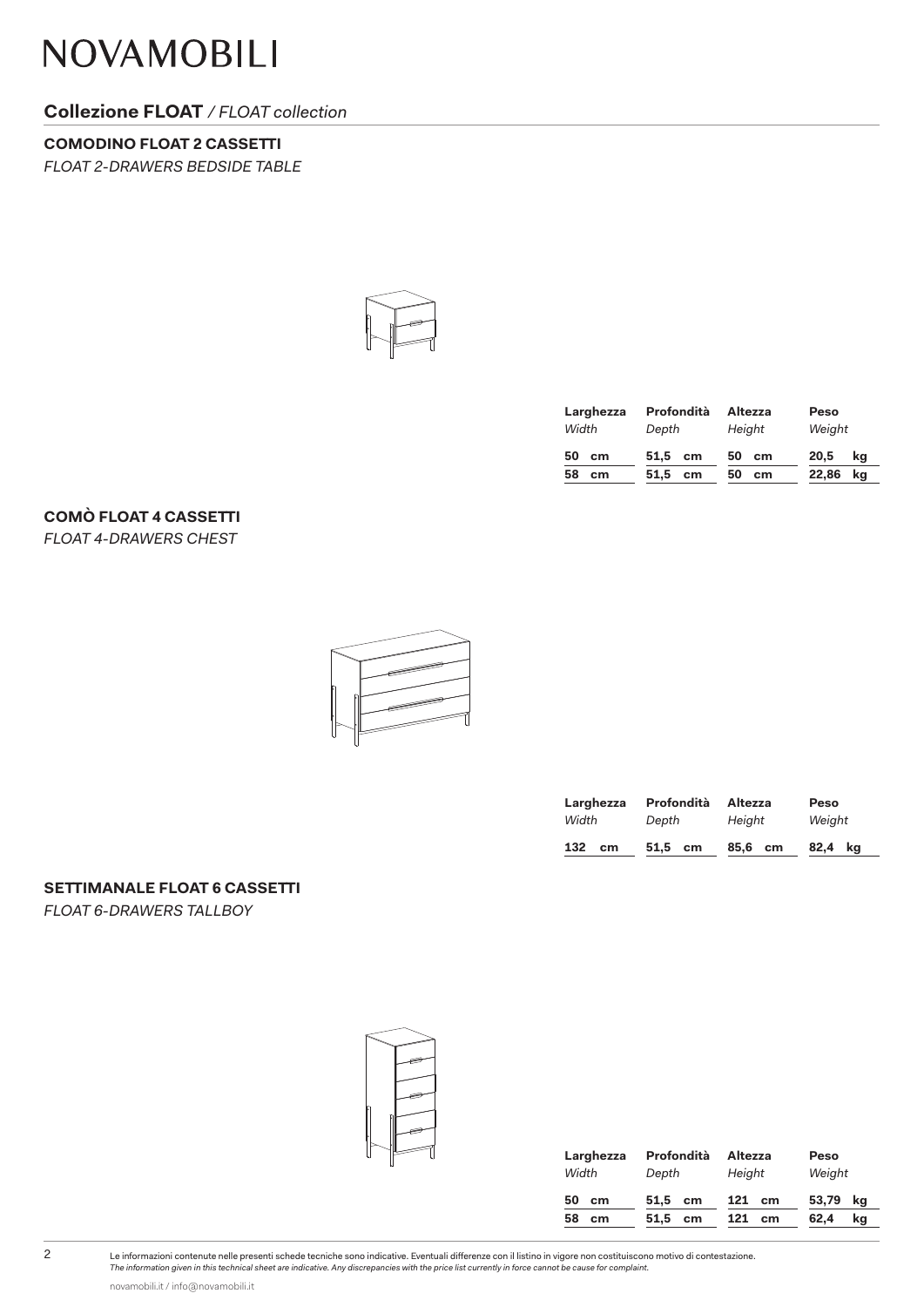# NOVAMOBILI

## **Collezione FLOAT** */ FLOAT collection*

### COMODINO FLOAT 2 CASSETTI

*FLOAT 2-DRAWERS BEDSIDE TABLE*

| **Larghezza** *Width* | **Profondità** *Depth* | **Altezza** *Height* | **Peso** *Weight* |
|---|---|---|---|
| **50 cm** | **51,5 cm** | **50 cm** | **20,5 kg** |
| **58 cm** | **51,5 cm** | **50 cm** | **22,86 kg** |

### COMÒ FLOAT 4 CASSETTI

*FLOAT 4-DRAWERS CHEST*

| **Larghezza** *Width* | **Profondità** *Depth* | **Altezza** *Height* | **Peso** *Weight* |
|---|---|---|---|
| **132 cm** | **51,5 cm** | **85,6 cm** | **82,4 kg** |

### SETTIMANALE FLOAT 6 CASSETTI

*FLOAT 6-DRAWERS TALLBOY*

| **Larghezza** *Width* | **Profondità** *Depth* | **Altezza** *Height* | **Peso** *Weight* |
|---|---|---|---|
| **50 cm** | **51,5 cm** | **121 cm** | **53,79 kg** |
| **58 cm** | **51,5 cm** | **121 cm** | **62,4 kg** |

Le informazioni contenute nelle presenti schede tecniche sono indicative. Eventuali differenze con il listino in vigore non costituiscono motivo di contestazione.
*The information given in this technical sheet are indicative. Any discrepancies with the price list currently in force cannot be cause for complaint.*

novamobili.it / info@novamobili.it